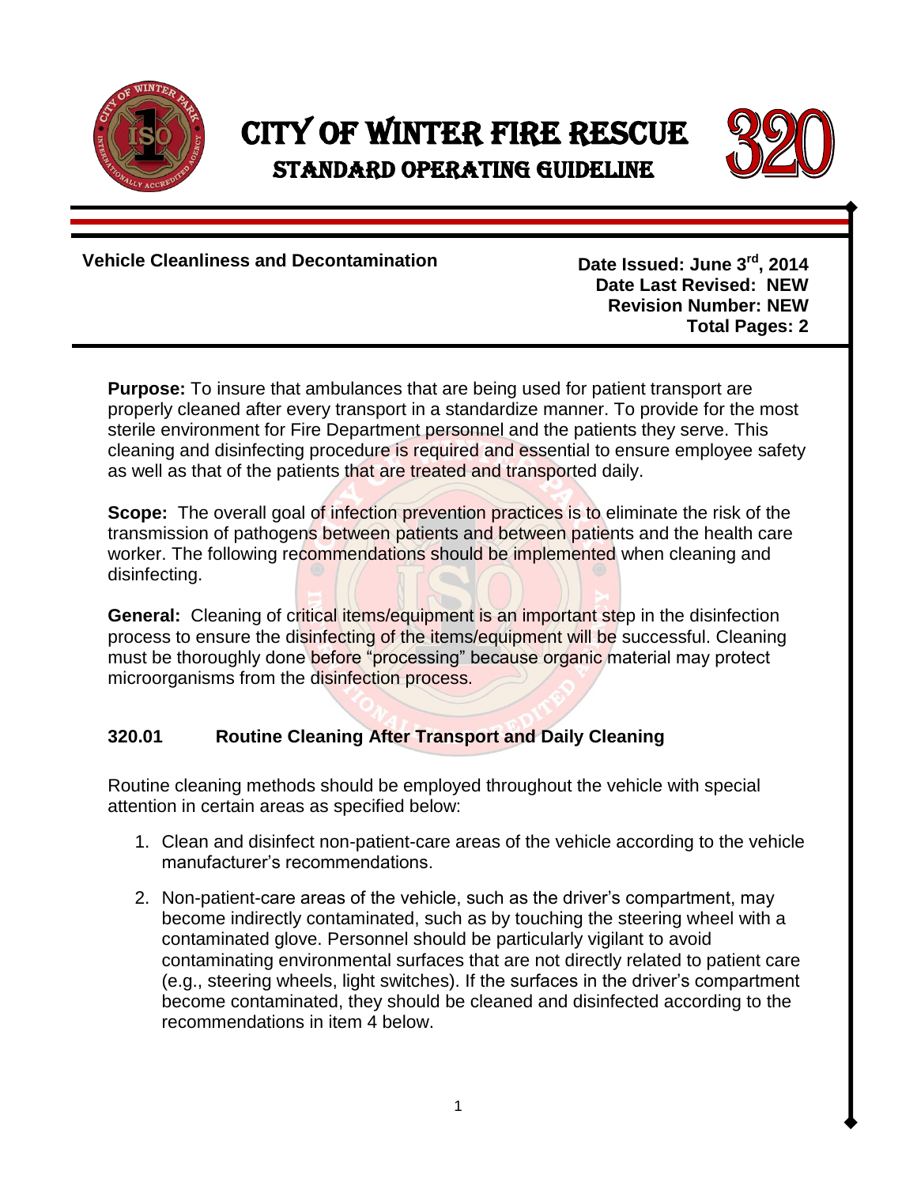# CITY OF WINTER FIRE RESCUE

## STANDARD OPERATING GUIDELINE

320

**Vehicle Cleanliness and Decontamination**

**Date Issued: June 3rd, 2014**
**Date Last Revised: NEW**
**Revision Number: NEW**
**Total Pages: 2**

**Purpose:** To insure that ambulances that are being used for patient transport are properly cleaned after every transport in a standardize manner. To provide for the most sterile environment for Fire Department personnel and the patients they serve. This cleaning and disinfecting procedure is required and essential to ensure employee safety as well as that of the patients that are treated and transported daily.

**Scope:** The overall goal of infection prevention practices is to eliminate the risk of the transmission of pathogens between patients and between patients and the health care worker. The following recommendations should be implemented when cleaning and disinfecting.

**General:** Cleaning of critical items/equipment is an important step in the disinfection process to ensure the disinfecting of the items/equipment will be successful. Cleaning must be thoroughly done before "processing" because organic material may protect microorganisms from the disinfection process.

### 320.01 Routine Cleaning After Transport and Daily Cleaning

Routine cleaning methods should be employed throughout the vehicle with special attention in certain areas as specified below:

1. Clean and disinfect non-patient-care areas of the vehicle according to the vehicle manufacturer's recommendations.
2. Non-patient-care areas of the vehicle, such as the driver's compartment, may become indirectly contaminated, such as by touching the steering wheel with a contaminated glove. Personnel should be particularly vigilant to avoid contaminating environmental surfaces that are not directly related to patient care (e.g., steering wheels, light switches). If the surfaces in the driver's compartment become contaminated, they should be cleaned and disinfected according to the recommendations in item 4 below.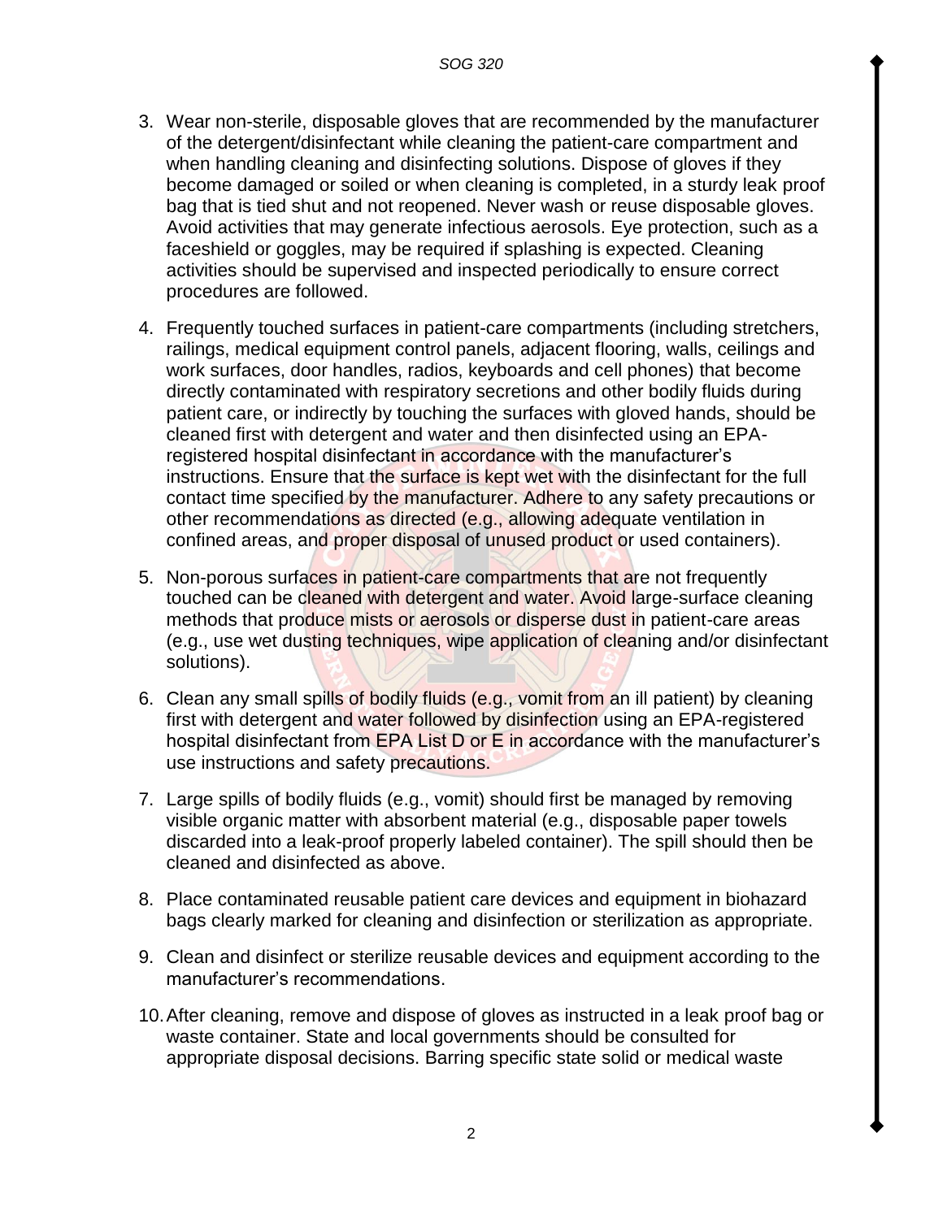3. Wear non-sterile, disposable gloves that are recommended by the manufacturer of the detergent/disinfectant while cleaning the patient-care compartment and when handling cleaning and disinfecting solutions. Dispose of gloves if they become damaged or soiled or when cleaning is completed, in a sturdy leak proof bag that is tied shut and not reopened. Never wash or reuse disposable gloves. Avoid activities that may generate infectious aerosols. Eye protection, such as a faceshield or goggles, may be required if splashing is expected. Cleaning activities should be supervised and inspected periodically to ensure correct procedures are followed.

4. Frequently touched surfaces in patient-care compartments (including stretchers, railings, medical equipment control panels, adjacent flooring, walls, ceilings and work surfaces, door handles, radios, keyboards and cell phones) that become directly contaminated with respiratory secretions and other bodily fluids during patient care, or indirectly by touching the surfaces with gloved hands, should be cleaned first with detergent and water and then disinfected using an EPA-registered hospital disinfectant in accordance with the manufacturer's instructions. Ensure that the surface is kept wet with the disinfectant for the full contact time specified by the manufacturer. Adhere to any safety precautions or other recommendations as directed (e.g., allowing adequate ventilation in confined areas, and proper disposal of unused product or used containers).

5. Non-porous surfaces in patient-care compartments that are not frequently touched can be cleaned with detergent and water. Avoid large-surface cleaning methods that produce mists or aerosols or disperse dust in patient-care areas (e.g., use wet dusting techniques, wipe application of cleaning and/or disinfectant solutions).

6. Clean any small spills of bodily fluids (e.g., vomit from an ill patient) by cleaning first with detergent and water followed by disinfection using an EPA-registered hospital disinfectant from EPA List D or E in accordance with the manufacturer's use instructions and safety precautions.

7. Large spills of bodily fluids (e.g., vomit) should first be managed by removing visible organic matter with absorbent material (e.g., disposable paper towels discarded into a leak-proof properly labeled container). The spill should then be cleaned and disinfected as above.

8. Place contaminated reusable patient care devices and equipment in biohazard bags clearly marked for cleaning and disinfection or sterilization as appropriate.

9. Clean and disinfect or sterilize reusable devices and equipment according to the manufacturer's recommendations.

10. After cleaning, remove and dispose of gloves as instructed in a leak proof bag or waste container. State and local governments should be consulted for appropriate disposal decisions. Barring specific state solid or medical waste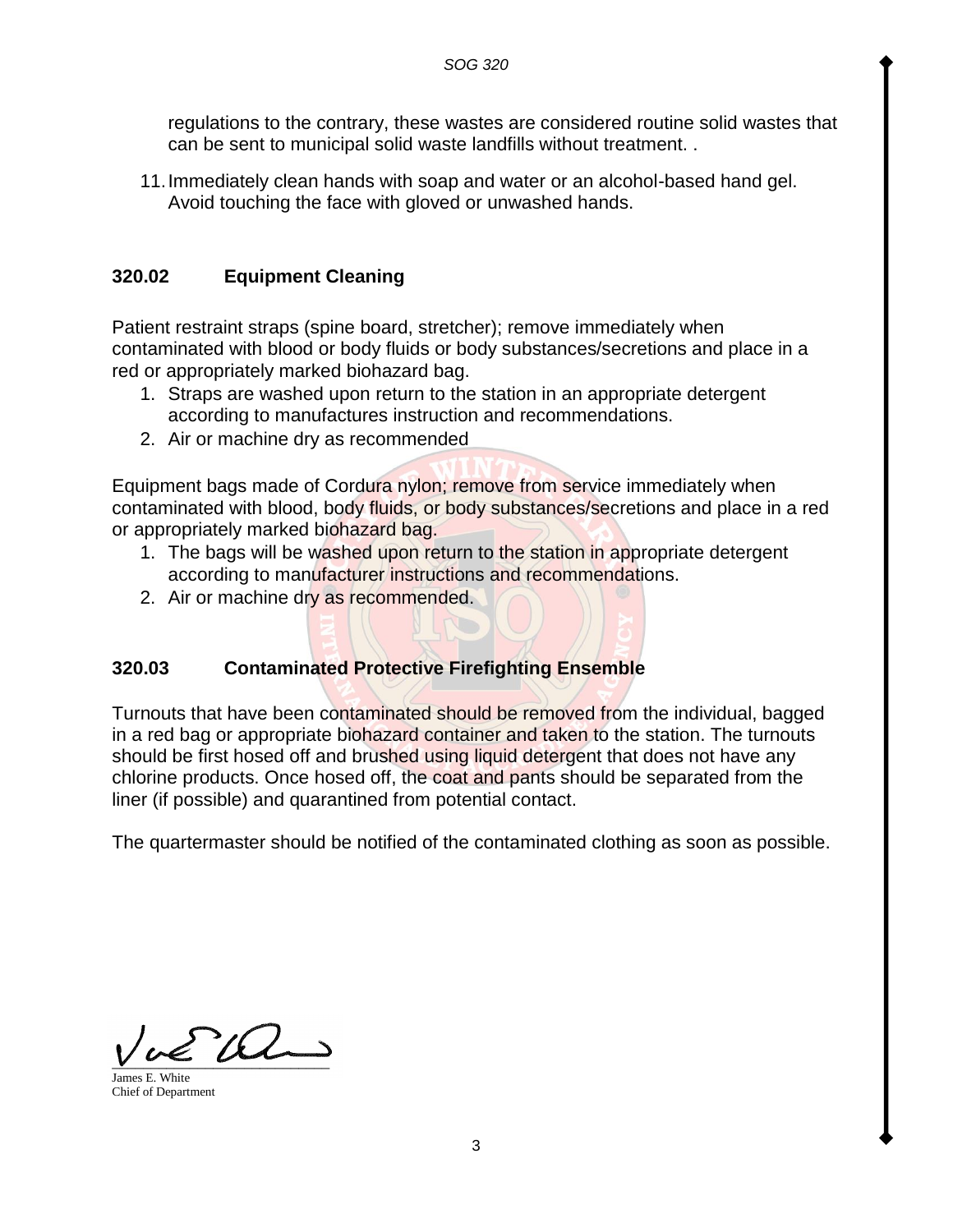regulations to the contrary, these wastes are considered routine solid wastes that can be sent to municipal solid waste landfills without treatment. .

11. Immediately clean hands with soap and water or an alcohol-based hand gel. Avoid touching the face with gloved or unwashed hands.

## 320.02 Equipment Cleaning

Patient restraint straps (spine board, stretcher); remove immediately when contaminated with blood or body fluids or body substances/secretions and place in a red or appropriately marked biohazard bag.

1. Straps are washed upon return to the station in an appropriate detergent according to manufactures instruction and recommendations.
2. Air or machine dry as recommended

Equipment bags made of Cordura nylon; remove from service immediately when contaminated with blood, body fluids, or body substances/secretions and place in a red or appropriately marked biohazard bag.

1. The bags will be washed upon return to the station in appropriate detergent according to manufacturer instructions and recommendations.
2. Air or machine dry as recommended.

## 320.03 Contaminated Protective Firefighting Ensemble

Turnouts that have been contaminated should be removed from the individual, bagged in a red bag or appropriate biohazard container and taken to the station. The turnouts should be first hosed off and brushed using liquid detergent that does not have any chlorine products. Once hosed off, the coat and pants should be separated from the liner (if possible) and quarantined from potential contact.

The quartermaster should be notified of the contaminated clothing as soon as possible.

James E. White
Chief of Department